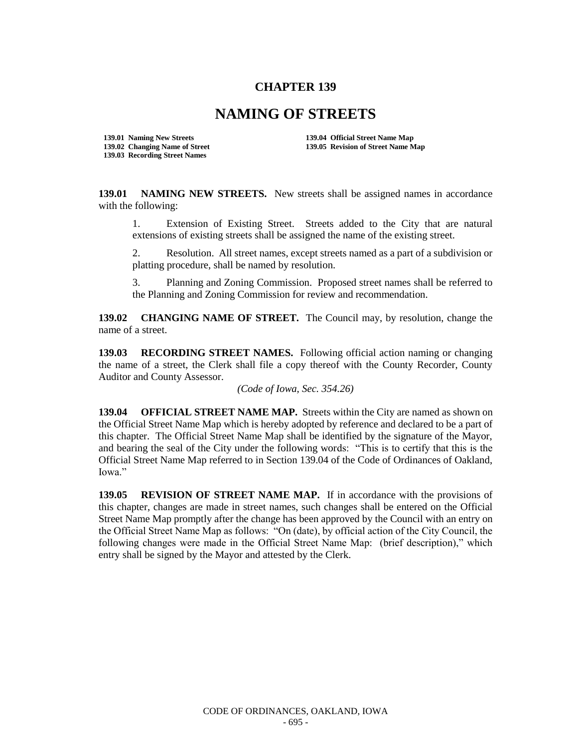# CHAPTER 139

# NAMING OF STREETS

**139.01 Naming New Streets**
**139.02 Changing Name of Street**
**139.03 Recording Street Names**
**139.04 Official Street Name Map**
**139.05 Revision of Street Name Map**

**139.01 NAMING NEW STREETS.** New streets shall be assigned names in accordance with the following:

1. Extension of Existing Street. Streets added to the City that are natural extensions of existing streets shall be assigned the name of the existing street.

2. Resolution. All street names, except streets named as a part of a subdivision or platting procedure, shall be named by resolution.

3. Planning and Zoning Commission. Proposed street names shall be referred to the Planning and Zoning Commission for review and recommendation.

**139.02 CHANGING NAME OF STREET.** The Council may, by resolution, change the name of a street.

**139.03 RECORDING STREET NAMES.** Following official action naming or changing the name of a street, the Clerk shall file a copy thereof with the County Recorder, County Auditor and County Assessor.

*(Code of Iowa, Sec. 354.26)*

**139.04 OFFICIAL STREET NAME MAP.** Streets within the City are named as shown on the Official Street Name Map which is hereby adopted by reference and declared to be a part of this chapter. The Official Street Name Map shall be identified by the signature of the Mayor, and bearing the seal of the City under the following words: "This is to certify that this is the Official Street Name Map referred to in Section 139.04 of the Code of Ordinances of Oakland, Iowa."

**139.05 REVISION OF STREET NAME MAP.** If in accordance with the provisions of this chapter, changes are made in street names, such changes shall be entered on the Official Street Name Map promptly after the change has been approved by the Council with an entry on the Official Street Name Map as follows: "On (date), by official action of the City Council, the following changes were made in the Official Street Name Map: (brief description)," which entry shall be signed by the Mayor and attested by the Clerk.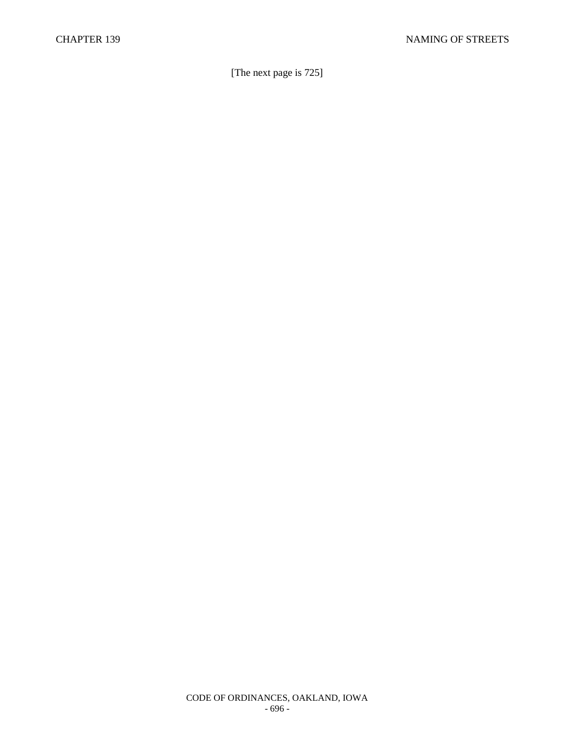[The next page is 725]